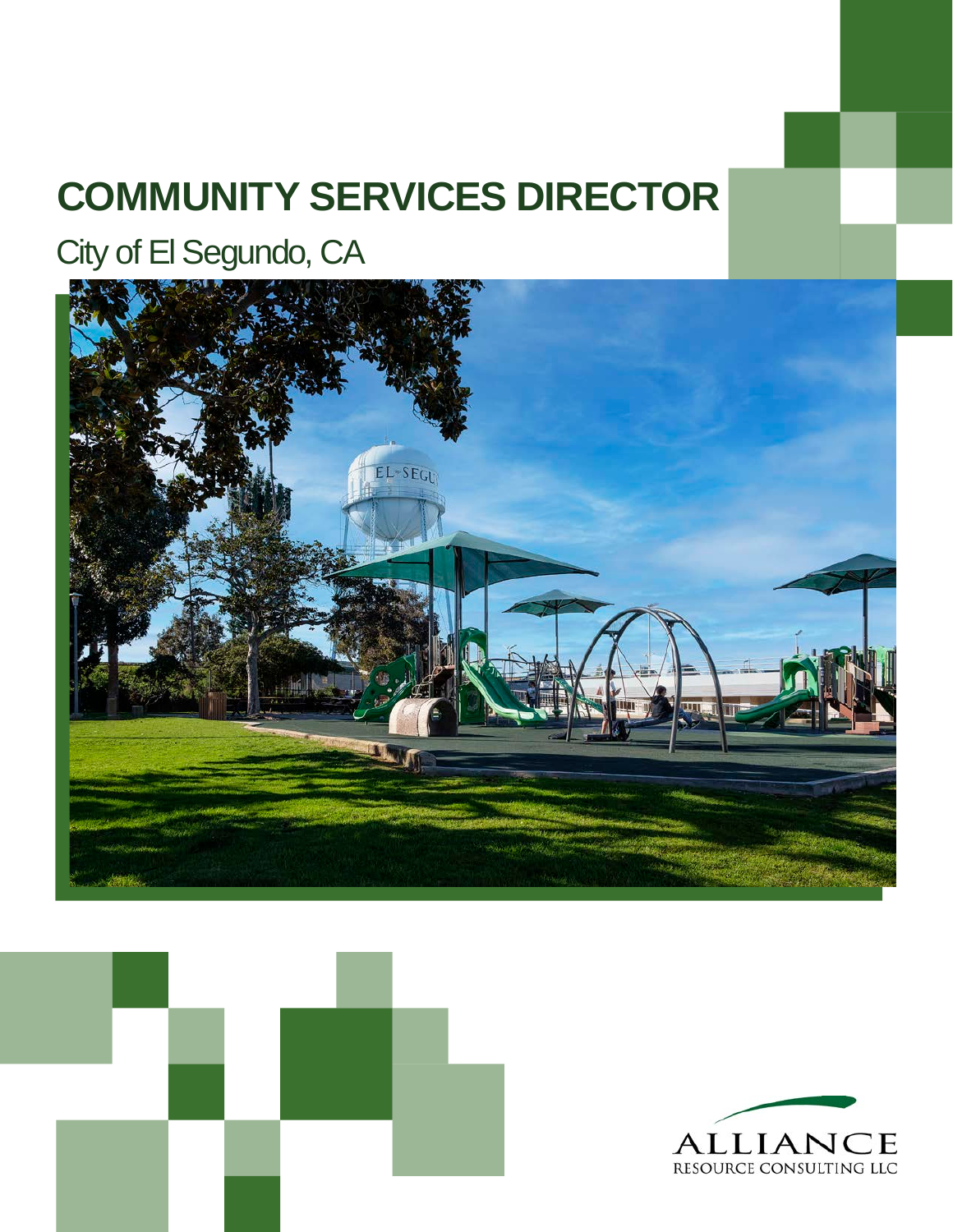# COMMUNITY SERVICES DIRECTOR

City of El Segundo, CA

ALLIANCE
RESOURCE CONSULTING LLC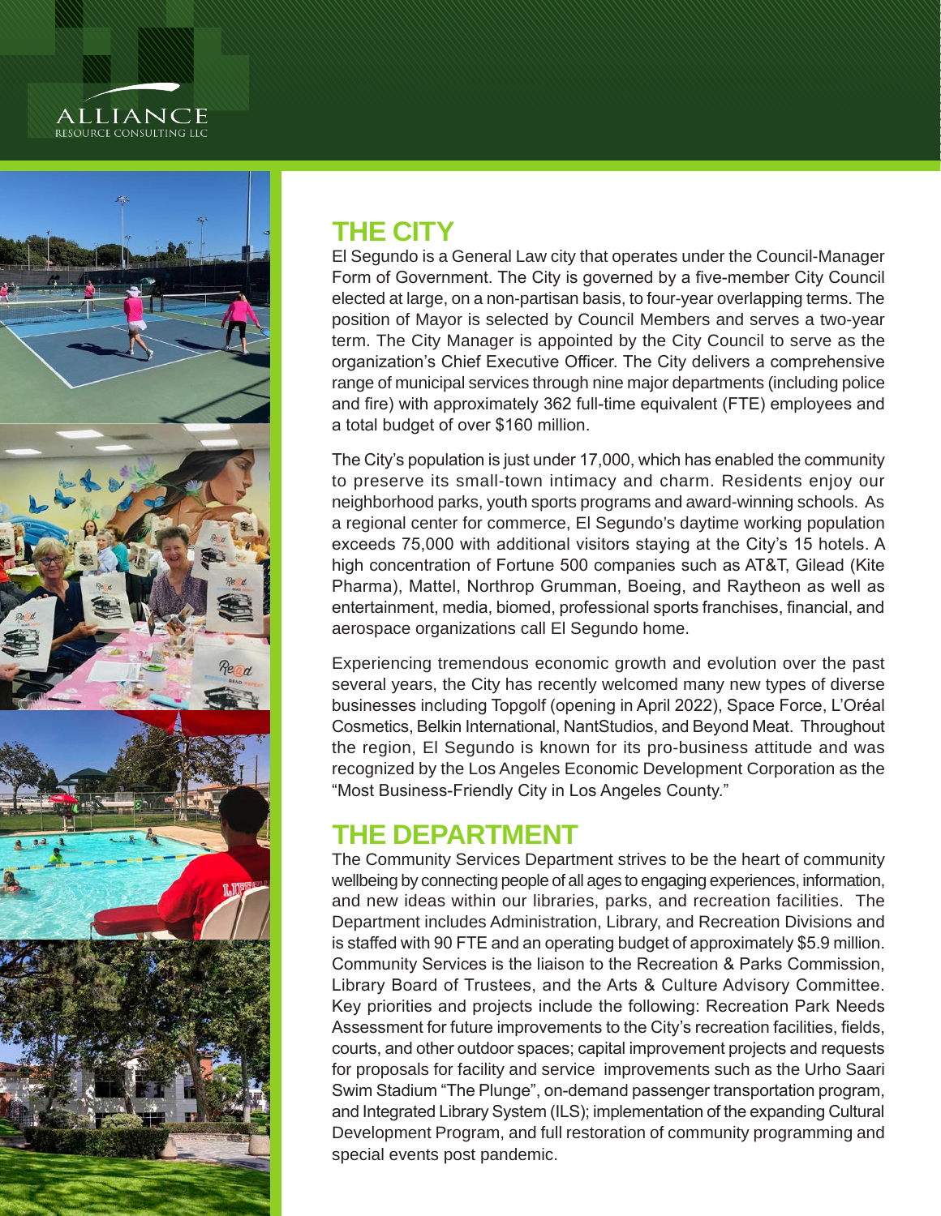## THE CITY

El Segundo is a General Law city that operates under the Council-Manager Form of Government. The City is governed by a five-member City Council elected at large, on a non-partisan basis, to four-year overlapping terms. The position of Mayor is selected by Council Members and serves a two-year term. The City Manager is appointed by the City Council to serve as the organization's Chief Executive Officer. The City delivers a comprehensive range of municipal services through nine major departments (including police and fire) with approximately 362 full-time equivalent (FTE) employees and a total budget of over $160 million.

The City's population is just under 17,000, which has enabled the community to preserve its small-town intimacy and charm. Residents enjoy our neighborhood parks, youth sports programs and award-winning schools. As a regional center for commerce, El Segundo's daytime working population exceeds 75,000 with additional visitors staying at the City's 15 hotels. A high concentration of Fortune 500 companies such as AT&T, Gilead (Kite Pharma), Mattel, Northrop Grumman, Boeing, and Raytheon as well as entertainment, media, biomed, professional sports franchises, financial, and aerospace organizations call El Segundo home.

Experiencing tremendous economic growth and evolution over the past several years, the City has recently welcomed many new types of diverse businesses including Topgolf (opening in April 2022), Space Force, L'Oréal Cosmetics, Belkin International, NantStudios, and Beyond Meat. Throughout the region, El Segundo is known for its pro-business attitude and was recognized by the Los Angeles Economic Development Corporation as the "Most Business-Friendly City in Los Angeles County."

## THE DEPARTMENT

The Community Services Department strives to be the heart of community wellbeing by connecting people of all ages to engaging experiences, information, and new ideas within our libraries, parks, and recreation facilities. The Department includes Administration, Library, and Recreation Divisions and is staffed with 90 FTE and an operating budget of approximately $5.9 million. Community Services is the liaison to the Recreation & Parks Commission, Library Board of Trustees, and the Arts & Culture Advisory Committee. Key priorities and projects include the following: Recreation Park Needs Assessment for future improvements to the City's recreation facilities, fields, courts, and other outdoor spaces; capital improvement projects and requests for proposals for facility and service improvements such as the Urho Saari Swim Stadium "The Plunge", on-demand passenger transportation program, and Integrated Library System (ILS); implementation of the expanding Cultural Development Program, and full restoration of community programming and special events post pandemic.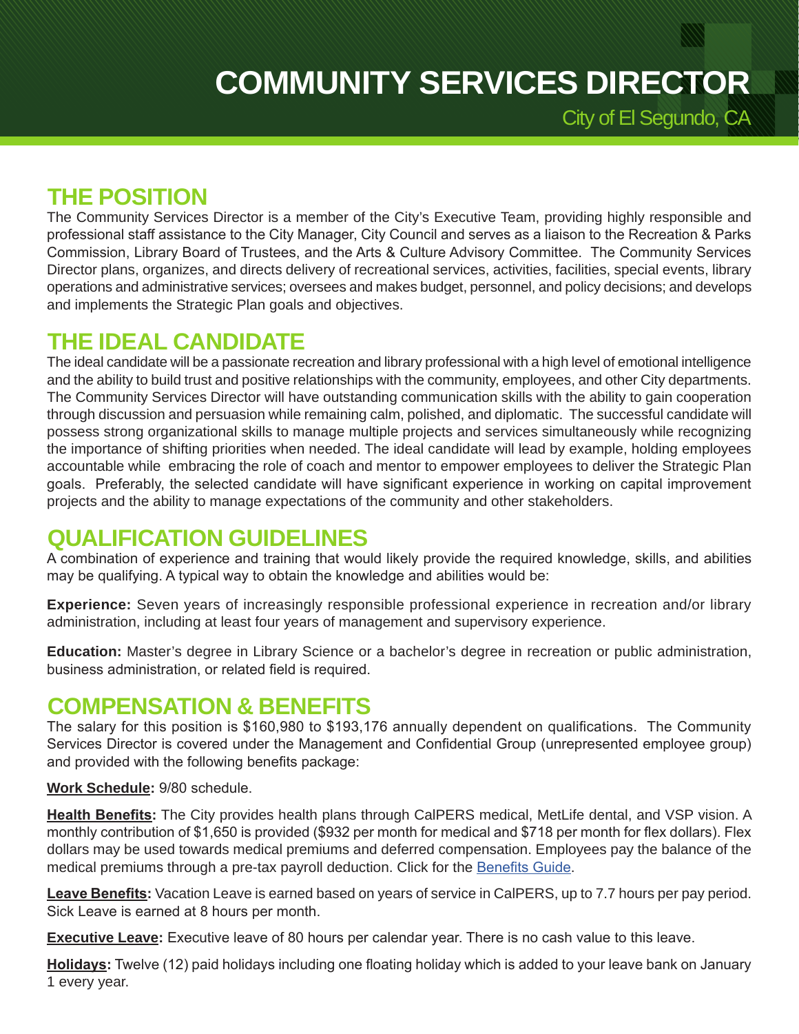# COMMUNITY SERVICES DIRECTOR

City of El Segundo, CA

## THE POSITION

The Community Services Director is a member of the City's Executive Team, providing highly responsible and professional staff assistance to the City Manager, City Council and serves as a liaison to the Recreation & Parks Commission, Library Board of Trustees, and the Arts & Culture Advisory Committee. The Community Services Director plans, organizes, and directs delivery of recreational services, activities, facilities, special events, library operations and administrative services; oversees and makes budget, personnel, and policy decisions; and develops and implements the Strategic Plan goals and objectives.

## THE IDEAL CANDIDATE

The ideal candidate will be a passionate recreation and library professional with a high level of emotional intelligence and the ability to build trust and positive relationships with the community, employees, and other City departments. The Community Services Director will have outstanding communication skills with the ability to gain cooperation through discussion and persuasion while remaining calm, polished, and diplomatic. The successful candidate will possess strong organizational skills to manage multiple projects and services simultaneously while recognizing the importance of shifting priorities when needed. The ideal candidate will lead by example, holding employees accountable while embracing the role of coach and mentor to empower employees to deliver the Strategic Plan goals. Preferably, the selected candidate will have significant experience in working on capital improvement projects and the ability to manage expectations of the community and other stakeholders.

## QUALIFICATION GUIDELINES

A combination of experience and training that would likely provide the required knowledge, skills, and abilities may be qualifying. A typical way to obtain the knowledge and abilities would be:

**Experience:** Seven years of increasingly responsible professional experience in recreation and/or library administration, including at least four years of management and supervisory experience.

**Education:** Master's degree in Library Science or a bachelor's degree in recreation or public administration, business administration, or related field is required.

## COMPENSATION & BENEFITS

The salary for this position is $160,980 to $193,176 annually dependent on qualifications. The Community Services Director is covered under the Management and Confidential Group (unrepresented employee group) and provided with the following benefits package:

**Work Schedule:** 9/80 schedule.

**Health Benefits:** The City provides health plans through CalPERS medical, MetLife dental, and VSP vision. A monthly contribution of $1,650 is provided ($932 per month for medical and $718 per month for flex dollars). Flex dollars may be used towards medical premiums and deferred compensation. Employees pay the balance of the medical premiums through a pre-tax payroll deduction. Click for the Benefits Guide.

**Leave Benefits:** Vacation Leave is earned based on years of service in CalPERS, up to 7.7 hours per pay period. Sick Leave is earned at 8 hours per month.

**Executive Leave:** Executive leave of 80 hours per calendar year. There is no cash value to this leave.

**Holidays:** Twelve (12) paid holidays including one floating holiday which is added to your leave bank on January 1 every year.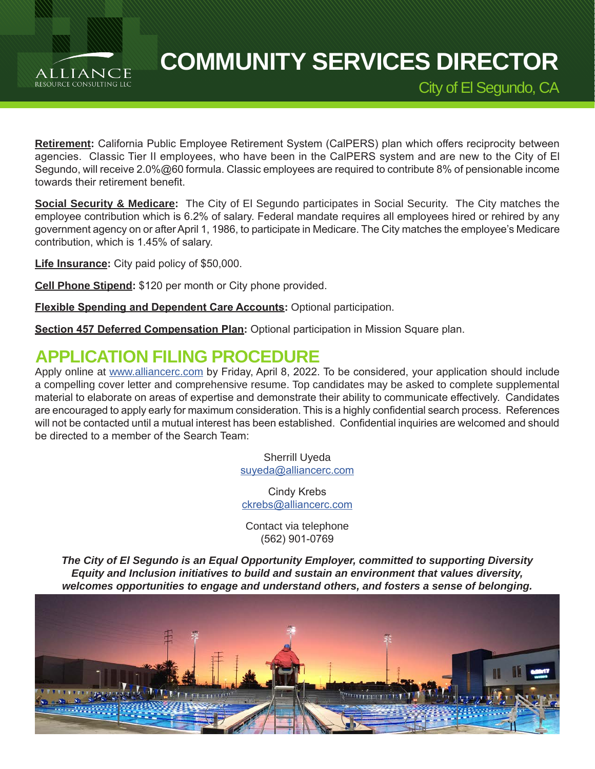**Retirement:** California Public Employee Retirement System (CalPERS) plan which offers reciprocity between agencies. Classic Tier II employees, who have been in the CalPERS system and are new to the City of El Segundo, will receive 2.0%@60 formula. Classic employees are required to contribute 8% of pensionable income towards their retirement benefit.

**Social Security & Medicare:** The City of El Segundo participates in Social Security. The City matches the employee contribution which is 6.2% of salary. Federal mandate requires all employees hired or rehired by any government agency on or after April 1, 1986, to participate in Medicare. The City matches the employee's Medicare contribution, which is 1.45% of salary.

**Life Insurance:** City paid policy of $50,000.

**Cell Phone Stipend:** $120 per month or City phone provided.

**Flexible Spending and Dependent Care Accounts:** Optional participation.

**Section 457 Deferred Compensation Plan:** Optional participation in Mission Square plan.

## APPLICATION FILING PROCEDURE

Apply online at www.alliancerc.com by Friday, April 8, 2022. To be considered, your application should include a compelling cover letter and comprehensive resume. Top candidates may be asked to complete supplemental material to elaborate on areas of expertise and demonstrate their ability to communicate effectively. Candidates are encouraged to apply early for maximum consideration. This is a highly confidential search process. References will not be contacted until a mutual interest has been established. Confidential inquiries are welcomed and should be directed to a member of the Search Team:

Sherrill Uyeda
suyeda@alliancerc.com

Cindy Krebs
ckrebs@alliancerc.com

Contact via telephone
(562) 901-0769

***The City of El Segundo is an Equal Opportunity Employer, committed to supporting Diversity Equity and Inclusion initiatives to build and sustain an environment that values diversity, welcomes opportunities to engage and understand others, and fosters a sense of belonging.***